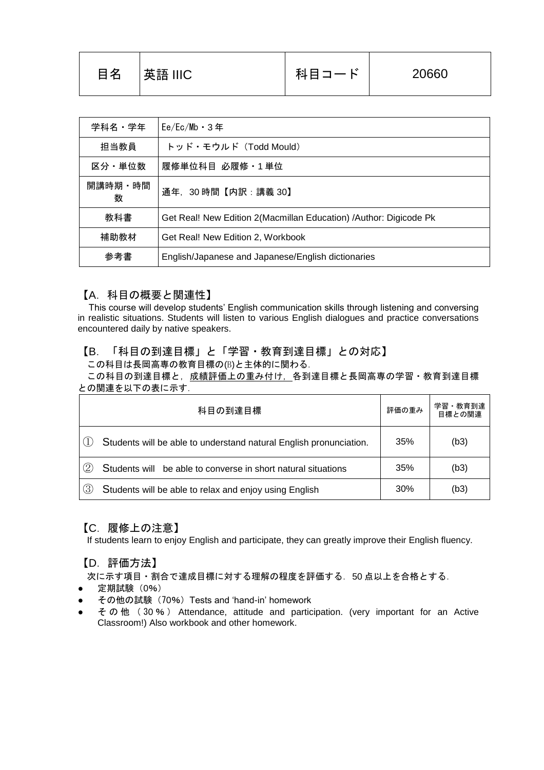| 目名 | 英語 IIIC | 科目コード | 20660 |
|---|---|---|---|

| | |
|---|---|
| 学科名・学年 | Ee/Ec/Mb・3 年 |
| 担当教員 | トッド・モウルド（Todd Mould） |
| 区分・単位数 | 履修単位科目 必履修・1 単位 |
| 開講時期・時間数 | 通年，30 時間【内訳：講義 30】 |
| 教科書 | Get Real! New Edition 2(Macmillan Education) /Author: Digicode Pk |
| 補助教材 | Get Real! New Edition 2, Workbook |
| 参考書 | English/Japanese and Japanese/English dictionaries |

## 【A．科目の概要と関連性】

This course will develop students' English communication skills through listening and conversing in realistic situations. Students will listen to various English dialogues and practice conversations encountered daily by native speakers.

## 【B．「科目の到達目標」と「学習・教育到達目標」との対応】

この科目は長岡高専の教育目標の(B)と主体的に関わる．

この科目の到達目標と，成績評価上の重み付け，各到達目標と長岡高専の学習・教育到達目標との関連を以下の表に示す．

| 科目の到達目標 | 評価の重み | 学習・教育到達目標との関連 |
|---|---|---|
| ① Students will be able to understand natural English pronunciation. | 35% | (b3) |
| ② Students will be able to converse in short natural situations | 35% | (b3) |
| ③ Students will be able to relax and enjoy using English | 30% | (b3) |

## 【C．履修上の注意】

If students learn to enjoy English and participate, they can greatly improve their English fluency.

## 【D．評価方法】

次に示す項目・割合で達成目標に対する理解の程度を評価する．50 点以上を合格とする．

- 定期試験（0%）
- その他の試験（70%）Tests and 'hand-in' homework
- その他（30%）Attendance, attitude and participation. (very important for an Active Classroom!) Also workbook and other homework.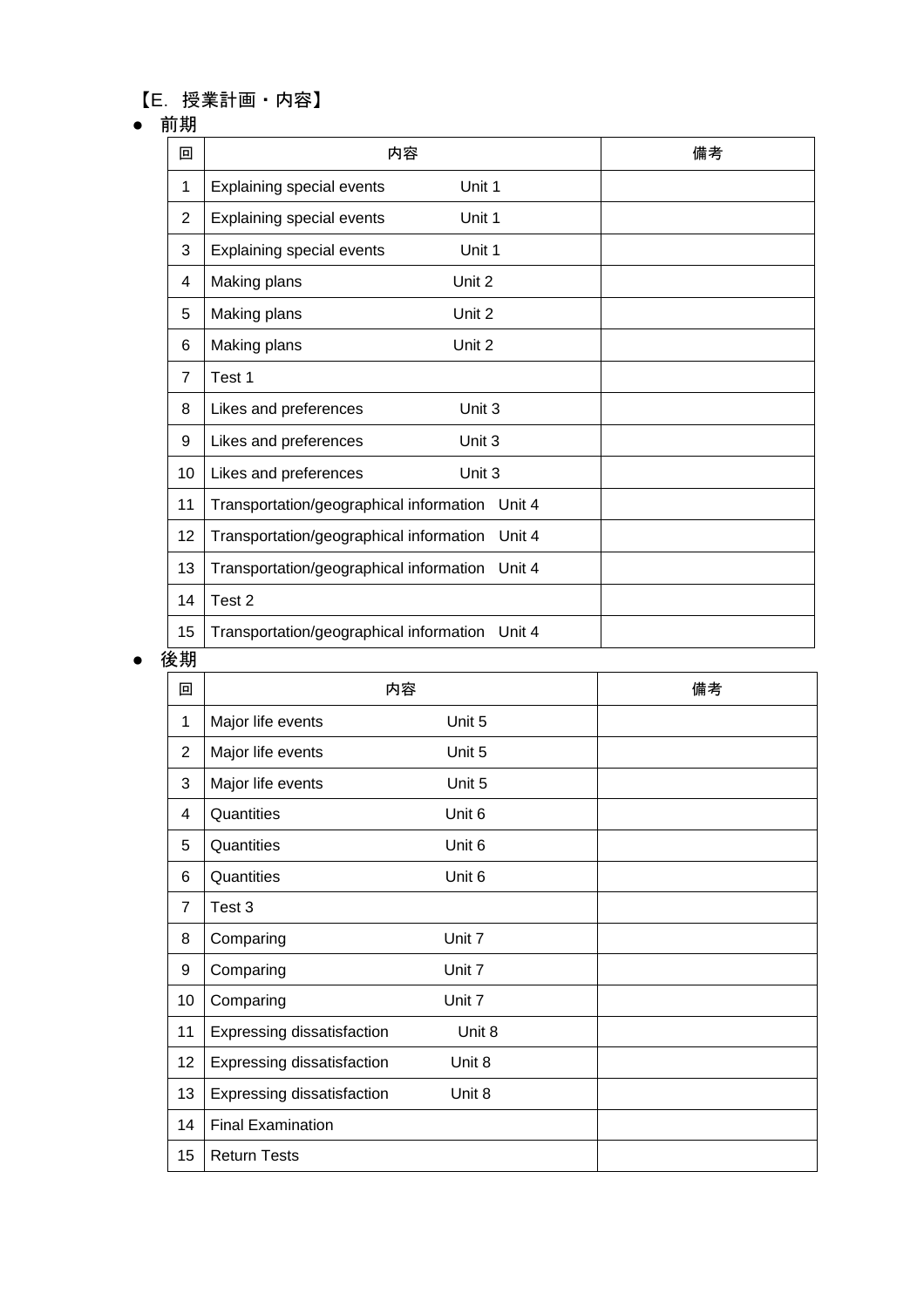【E．授業計画・内容】

- 前期

| 回 | 内容 | 備考 |
|---|---|---|
| 1 | Explaining special events Unit 1 | |
| 2 | Explaining special events Unit 1 | |
| 3 | Explaining special events Unit 1 | |
| 4 | Making plans Unit 2 | |
| 5 | Making plans Unit 2 | |
| 6 | Making plans Unit 2 | |
| 7 | Test 1 | |
| 8 | Likes and preferences Unit 3 | |
| 9 | Likes and preferences Unit 3 | |
| 10 | Likes and preferences Unit 3 | |
| 11 | Transportation/geographical information Unit 4 | |
| 12 | Transportation/geographical information Unit 4 | |
| 13 | Transportation/geographical information Unit 4 | |
| 14 | Test 2 | |
| 15 | Transportation/geographical information Unit 4 | |

- 後期

| 回 | 内容 | 備考 |
|---|---|---|
| 1 | Major life events Unit 5 | |
| 2 | Major life events Unit 5 | |
| 3 | Major life events Unit 5 | |
| 4 | Quantities Unit 6 | |
| 5 | Quantities Unit 6 | |
| 6 | Quantities Unit 6 | |
| 7 | Test 3 | |
| 8 | Comparing Unit 7 | |
| 9 | Comparing Unit 7 | |
| 10 | Comparing Unit 7 | |
| 11 | Expressing dissatisfaction Unit 8 | |
| 12 | Expressing dissatisfaction Unit 8 | |
| 13 | Expressing dissatisfaction Unit 8 | |
| 14 | Final Examination | |
| 15 | Return Tests | |